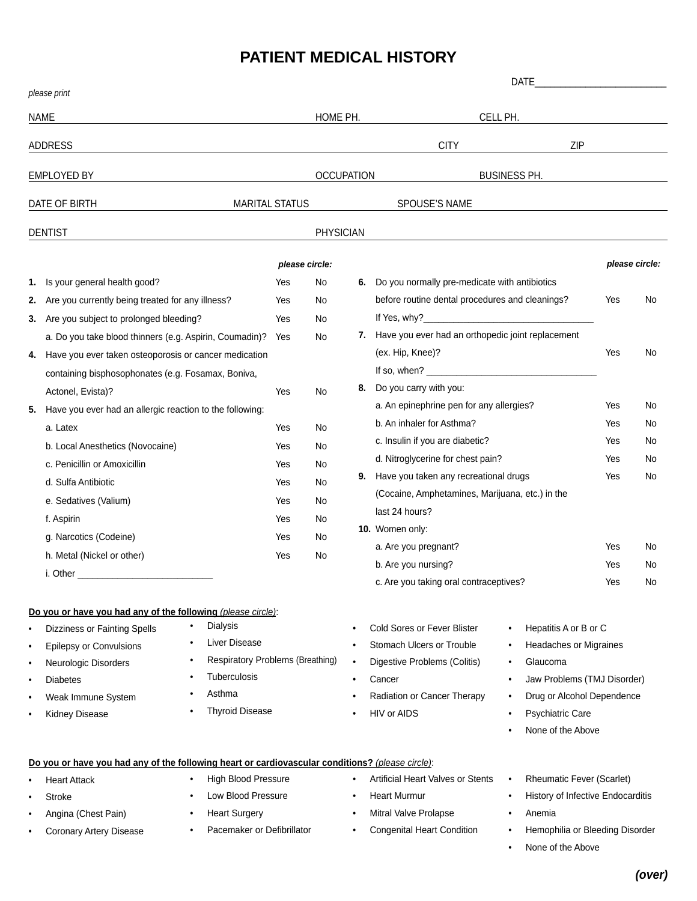# PATIENT MEDICAL HISTORY

DATE___________________________

*please print*

NAME ____________________ HOME PH. ____________ CELL PH. ____________

ADDRESS ____________________ CITY ____________ ZIP ____________

EMPLOYED BY ____________________ OCCUPATION ____________ BUSINESS PH. ____________

DATE OF BIRTH ____________ MARITAL STATUS ____________ SPOUSE'S NAME ____________

DENTIST ____________________ PHYSICIAN ____________________

| | | *please circle:* | |
|---|---|---|---|
| **1.** | Is your general health good? | Yes | No |
| **2.** | Are you currently being treated for any illness? | Yes | No |
| **3.** | Are you subject to prolonged bleeding? | Yes | No |
| | a. Do you take blood thinners (e.g. Aspirin, Coumadin)? | Yes | No |
| **4.** | Have you ever taken osteoporosis or cancer medication containing bisphosphonates (e.g. Fosamax, Boniva, Actonel, Evista)? | Yes | No |
| **5.** | Have you ever had an allergic reaction to the following: | | |
| | a. Latex | Yes | No |
| | b. Local Anesthetics (Novocaine) | Yes | No |
| | c. Penicillin or Amoxicillin | Yes | No |
| | d. Sulfa Antibiotic | Yes | No |
| | e. Sedatives (Valium) | Yes | No |
| | f. Aspirin | Yes | No |
| | g. Narcotics (Codeine) | Yes | No |
| | h. Metal (Nickel or other) | Yes | No |
| | i. Other ___________________________ | | |

| | | *please circle:* | |
|---|---|---|---|
| **6.** | Do you normally pre-medicate with antibiotics before routine dental procedures and cleanings? | Yes | No |
| | If Yes, why?___________________________________ | | |
| **7.** | Have you ever had an orthopedic joint replacement (ex. Hip, Knee)? | Yes | No |
| | If so, when? ___________________________________ | | |
| **8.** | Do you carry with you: | | |
| | a. An epinephrine pen for any allergies? | Yes | No |
| | b. An inhaler for Asthma? | Yes | No |
| | c. Insulin if you are diabetic? | Yes | No |
| | d. Nitroglycerine for chest pain? | Yes | No |
| **9.** | Have you taken any recreational drugs (Cocaine, Amphetamines, Marijuana, etc.) in the last 24 hours? | Yes | No |
| **10.** | Women only: | | |
| | a. Are you pregnant? | Yes | No |
| | b. Are you nursing? | Yes | No |
| | c. Are you taking oral contraceptives? | Yes | No |

**Do you or have you had any of the following** *(please circle)*:

- Dizziness or Fainting Spells
- Epilepsy or Convulsions
- Neurologic Disorders
- Diabetes
- Weak Immune System
- Kidney Disease
- Dialysis
- Liver Disease
- Respiratory Problems (Breathing)
- Tuberculosis
- Asthma
- Thyroid Disease
- Cold Sores or Fever Blister
- Stomach Ulcers or Trouble
- Digestive Problems (Colitis)
- Cancer
- Radiation or Cancer Therapy
- HIV or AIDS
- Hepatitis A or B or C
- Headaches or Migraines
- Glaucoma
- Jaw Problems (TMJ Disorder)
- Drug or Alcohol Dependence
- Psychiatric Care
- None of the Above

**Do you or have you had any of the following heart or cardiovascular conditions?** *(please circle)*:

- Heart Attack
- Stroke
- Angina (Chest Pain)
- Coronary Artery Disease
- High Blood Pressure
- Low Blood Pressure
- Heart Surgery
- Pacemaker or Defibrillator
- Artificial Heart Valves or Stents
- Heart Murmur
- Mitral Valve Prolapse
- Congenital Heart Condition
- Rheumatic Fever (Scarlet)
- History of Infective Endocarditis
- Anemia
- Hemophilia or Bleeding Disorder
- None of the Above

***(over)***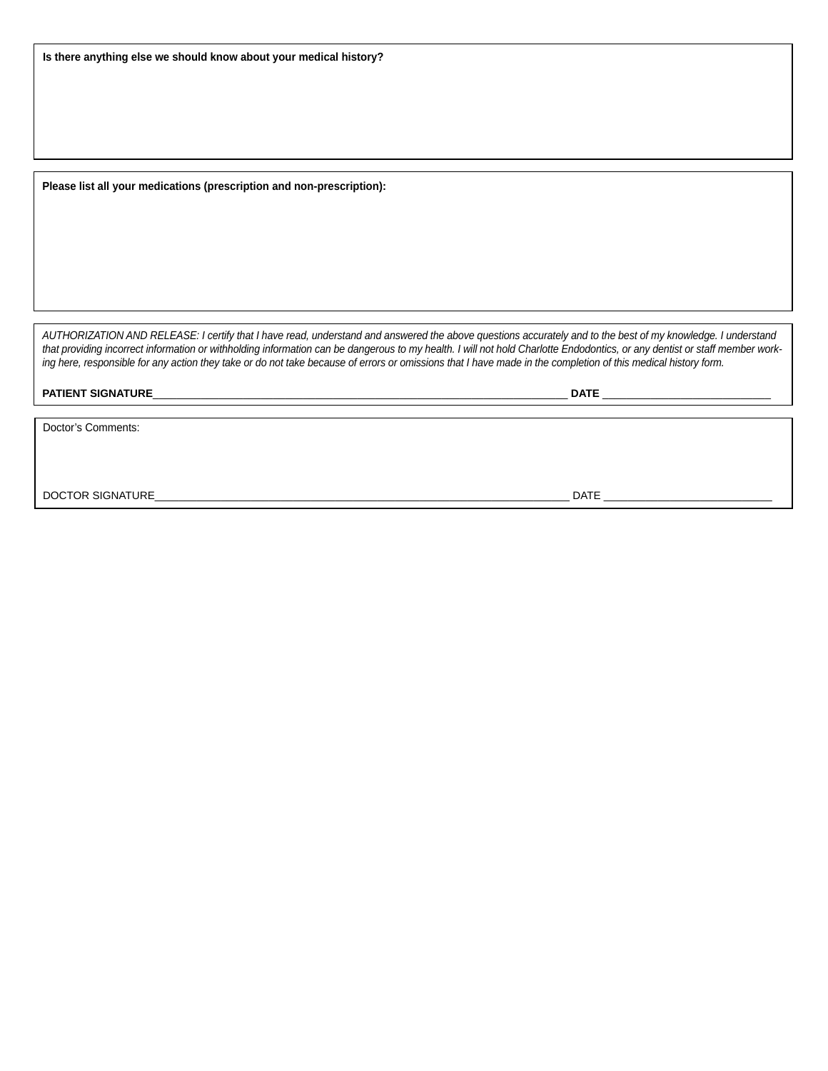**Is there anything else we should know about your medical history?**

**Please list all your medications (prescription and non-prescription):**

*AUTHORIZATION AND RELEASE: I certify that I have read, understand and answered the above questions accurately and to the best of my knowledge. I understand that providing incorrect information or withholding information can be dangerous to my health. I will not hold Charlotte Endodontics, or any dentist or staff member working here, responsible for any action they take or do not take because of errors or omissions that I have made in the completion of this medical history form.*

**PATIENT SIGNATURE**\_\_\_\_\_\_\_\_\_\_\_\_\_\_\_\_\_\_\_\_\_\_\_\_\_\_\_\_\_\_\_\_\_\_\_\_\_\_\_\_ **DATE** \_\_\_\_\_\_\_\_\_\_\_\_\_\_\_\_\_\_\_\_

Doctor's Comments:

DOCTOR SIGNATURE\_\_\_\_\_\_\_\_\_\_\_\_\_\_\_\_\_\_\_\_\_\_\_\_\_\_\_\_\_\_\_\_\_\_\_\_\_\_\_\_ DATE \_\_\_\_\_\_\_\_\_\_\_\_\_\_\_\_\_\_\_\_